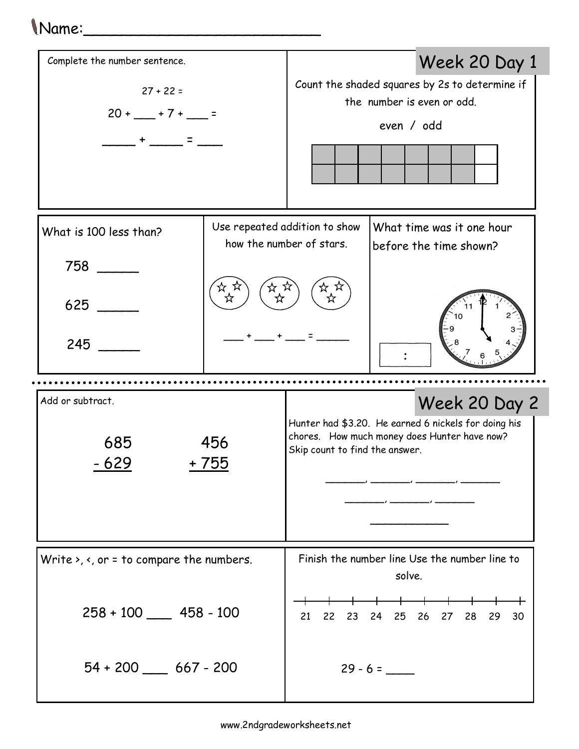Name:_________________________

## Week 20 Day 1

Complete the number sentence.

27 + 22 =

20 + ___ + 7 + ___ =

_____ + _____ = ___

Count the shaded squares by 2s to determine if the number is even or odd.

even / odd

What is 100 less than?

758 _____

625 _____

245 _____

Use repeated addition to show how the number of stars.

___ + ___ + ___ = _____

What time was it one hour before the time shown?

[ : ]

## Week 20 Day 2

Add or subtract.

```
  685        456
- 629      + 755
```

Hunter had $3.20. He earned 6 nickels for doing his chores. How much money does Hunter have now? Skip count to find the answer.

_______, _______, _______, _______

_______, _______, _______

___________

Write >, <, or = to compare the numbers.

258 + 100 ___ 458 - 100

54 + 200 ___ 667 - 200

Finish the number line Use the number line to solve.

21 22 23 24 25 26 27 28 29 30

29 - 6 = ____

www.2ndgradeworksheets.net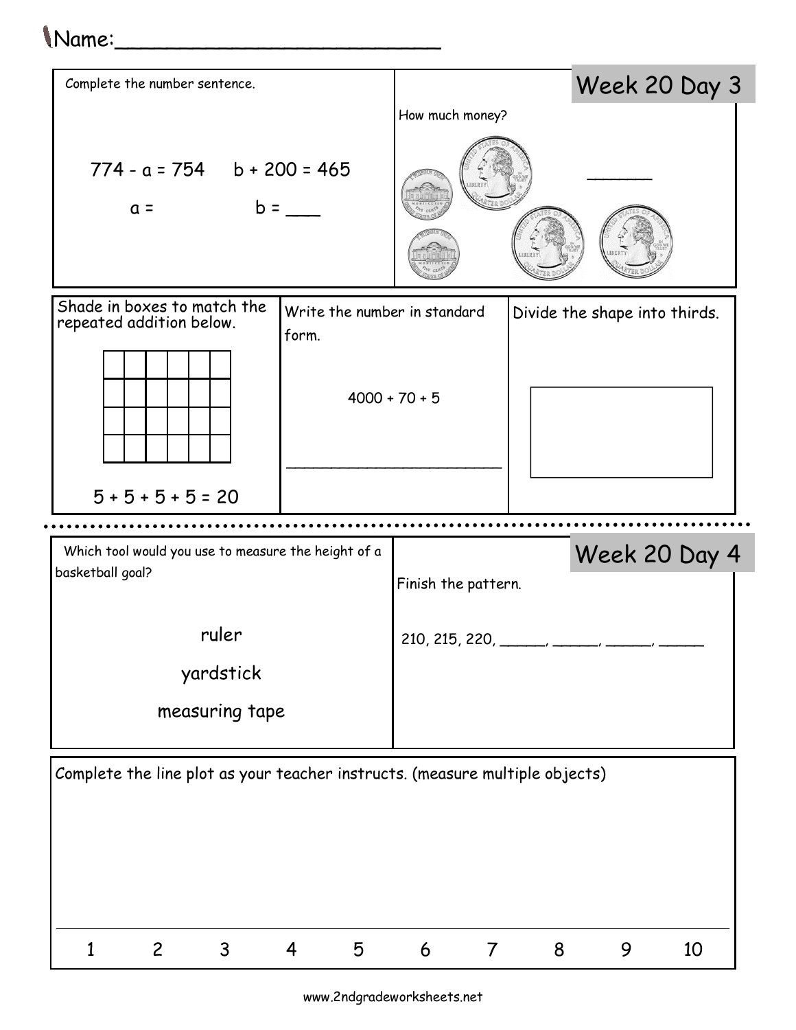Name:_________________________

## Week 20 Day 3

Complete the number sentence.

774 - a = 754 b + 200 = 465

a = b = ___

How much money?

______

Shade in boxes to match the repeated addition below.

5 + 5 + 5 + 5 = 20

Write the number in standard form.

4000 + 70 + 5

_______________________

Divide the shape into thirds.

## Week 20 Day 4

Which tool would you use to measure the height of a basketball goal?

ruler

yardstick

measuring tape

Finish the pattern.

210, 215, 220, _____, _____, _____, _____

Complete the line plot as your teacher instructs. (measure multiple objects)

1 2 3 4 5 6 7 8 9 10

www.2ndgradeworksheets.net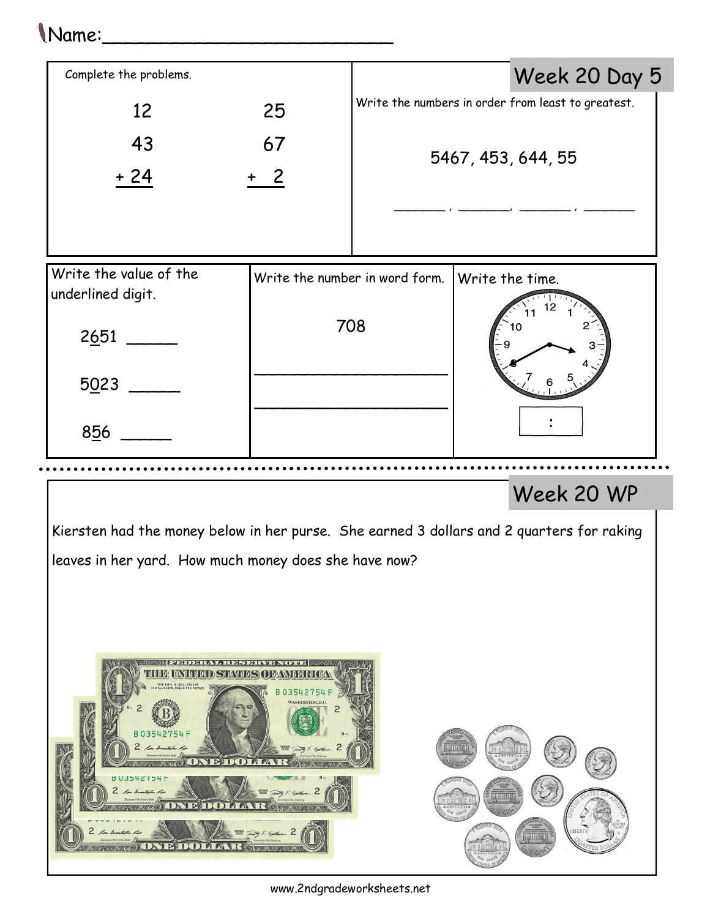Name:___________________________

## Week 20 Day 5

Complete the problems.

```
  12        25
  43        67
+ 24      +  2
```

Write the numbers in order from least to greatest.

5467, 453, 644, 55

_______ , _______, _______ , _______

Write the value of the underlined digit.

2<u>6</u>51 _____

5<u>0</u>23 _____

8<u>5</u>6 _____

Write the number in word form.

708

______________________

______________________

Write the time.

12, 11, 10, 9, 8, 7, 6, 5, 4, 3, 2, 1

:

## Week 20 WP

Kiersten had the money below in her purse. She earned 3 dollars and 2 quarters for raking leaves in her yard. How much money does she have now?

www.2ndgradeworksheets.net